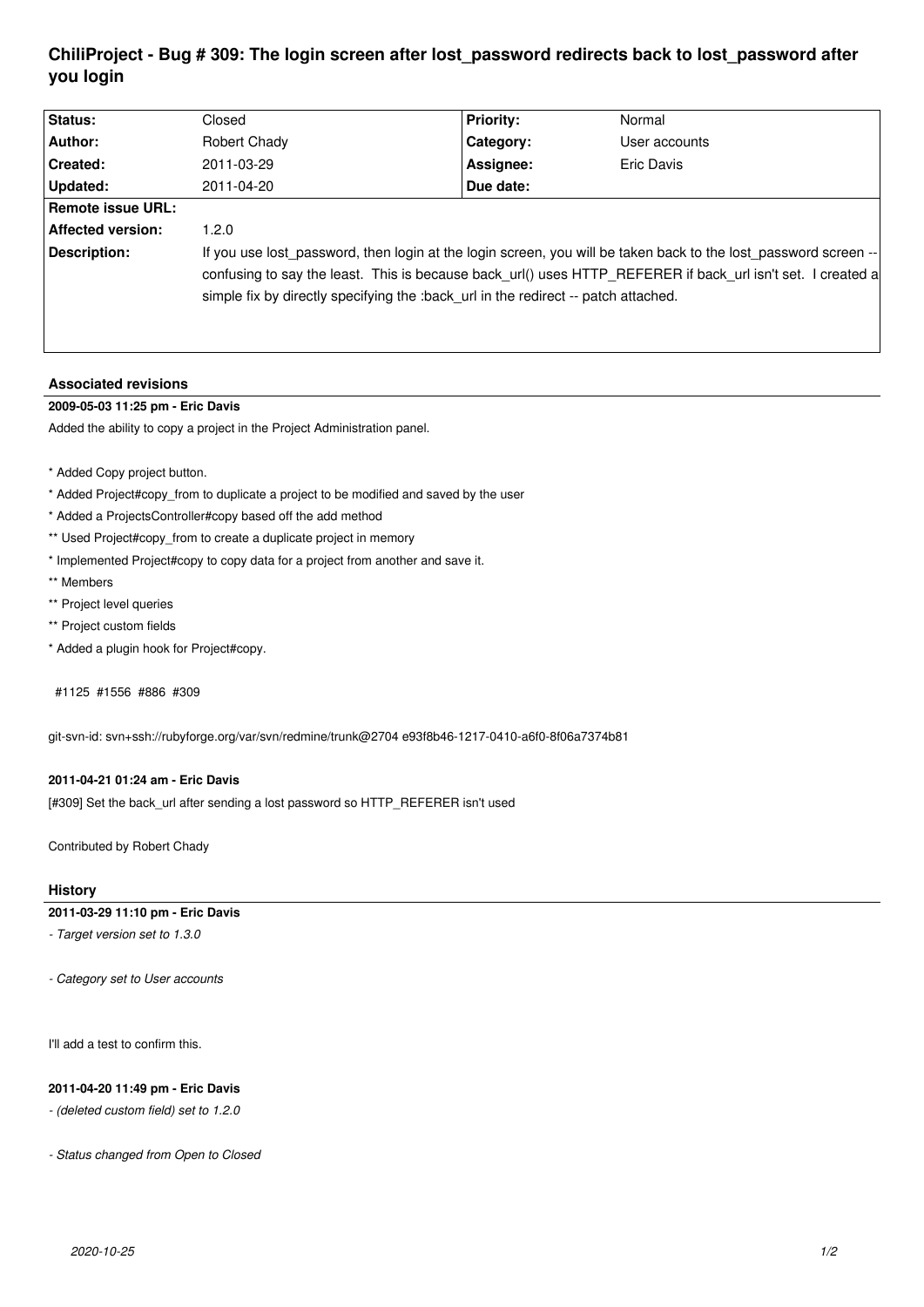# ChiliProject - Bug # 309: The login screen after lost_password redirects back to lost_password after you login

| Status: | Closed | Priority: | Normal |
|---|---|---|---|
| Author: | Robert Chady | Category: | User accounts |
| Created: | 2011-03-29 | Assignee: | Eric Davis |
| Updated: | 2011-04-20 | Due date: | |
| Remote issue URL: | | | |
| Affected version: | 1.2.0 | | |
| Description: | If you use lost_password, then login at the login screen, you will be taken back to the lost_password screen -- confusing to say the least. This is because back_url() uses HTTP_REFERER if back_url isn't set. I created a simple fix by directly specifying the :back_url in the redirect -- patch attached. | | |

## Associated revisions

### 2009-05-03 11:25 pm - Eric Davis

Added the ability to copy a project in the Project Administration panel.

* Added Copy project button.
* Added Project#copy_from to duplicate a project to be modified and saved by the user
* Added a ProjectsController#copy based off the add method
** Used Project#copy_from to create a duplicate project in memory
* Implemented Project#copy to copy data for a project from another and save it.
** Members
** Project level queries
** Project custom fields
* Added a plugin hook for Project#copy.

#1125 #1556 #886 #309

git-svn-id: svn+ssh://rubyforge.org/var/svn/redmine/trunk@2704 e93f8b46-1217-0410-a6f0-8f06a7374b81

### 2011-04-21 01:24 am - Eric Davis

[#309] Set the back_url after sending a lost password so HTTP_REFERER isn't used

Contributed by Robert Chady

## History

### 2011-03-29 11:10 pm - Eric Davis

*- Target version set to 1.3.0*

*- Category set to User accounts*

I'll add a test to confirm this.

### 2011-04-20 11:49 pm - Eric Davis

*- (deleted custom field) set to 1.2.0*

*- Status changed from Open to Closed*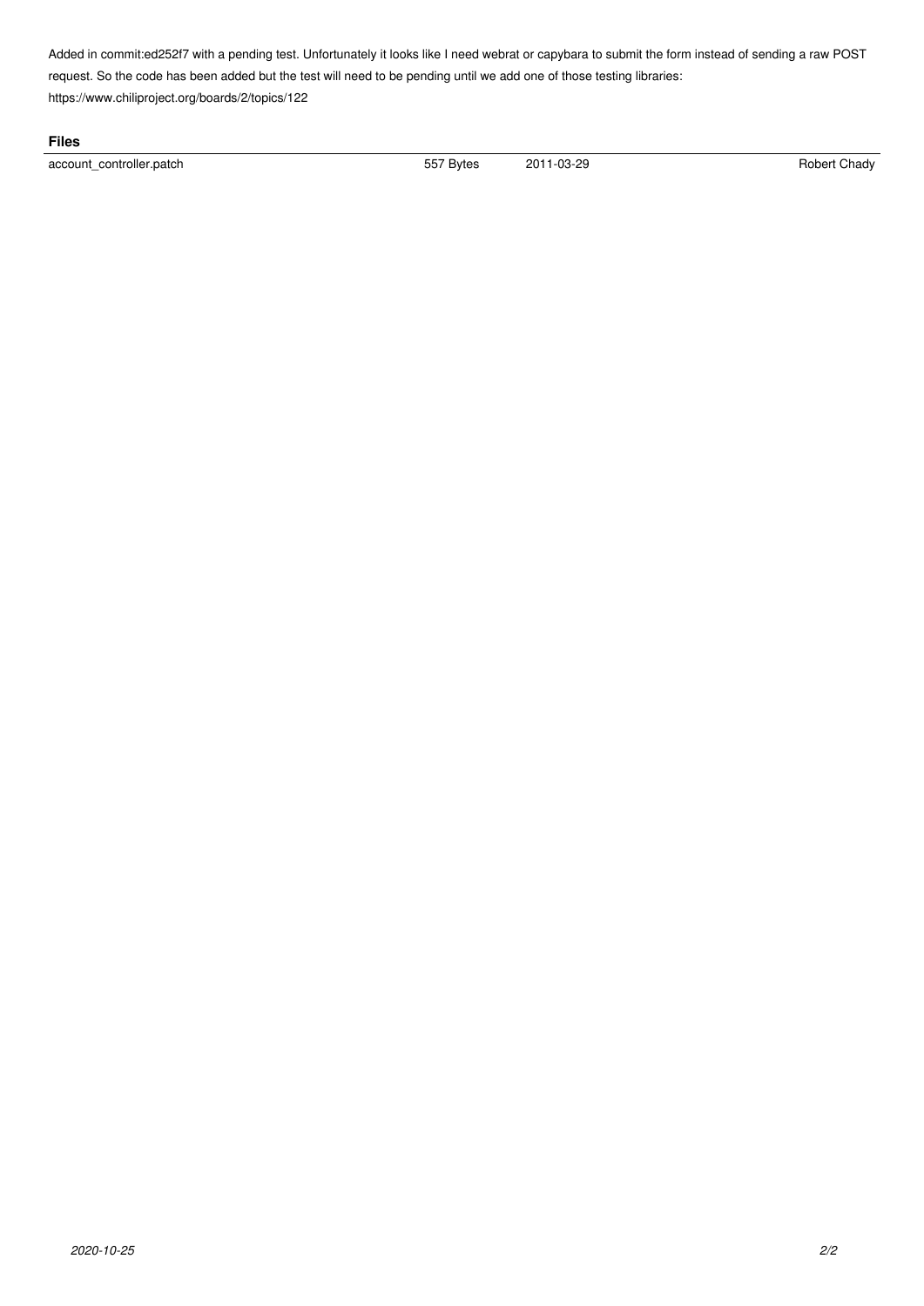Added in commit:ed252f7 with a pending test. Unfortunately it looks like I need webrat or capybara to submit the form instead of sending a raw POST request. So the code has been added but the test will need to be pending until we add one of those testing libraries:
https://www.chiliproject.org/boards/2/topics/122

## Files

| | | | |
|---|---|---|---|
| account_controller.patch | 557 Bytes | 2011-03-29 | Robert Chady |